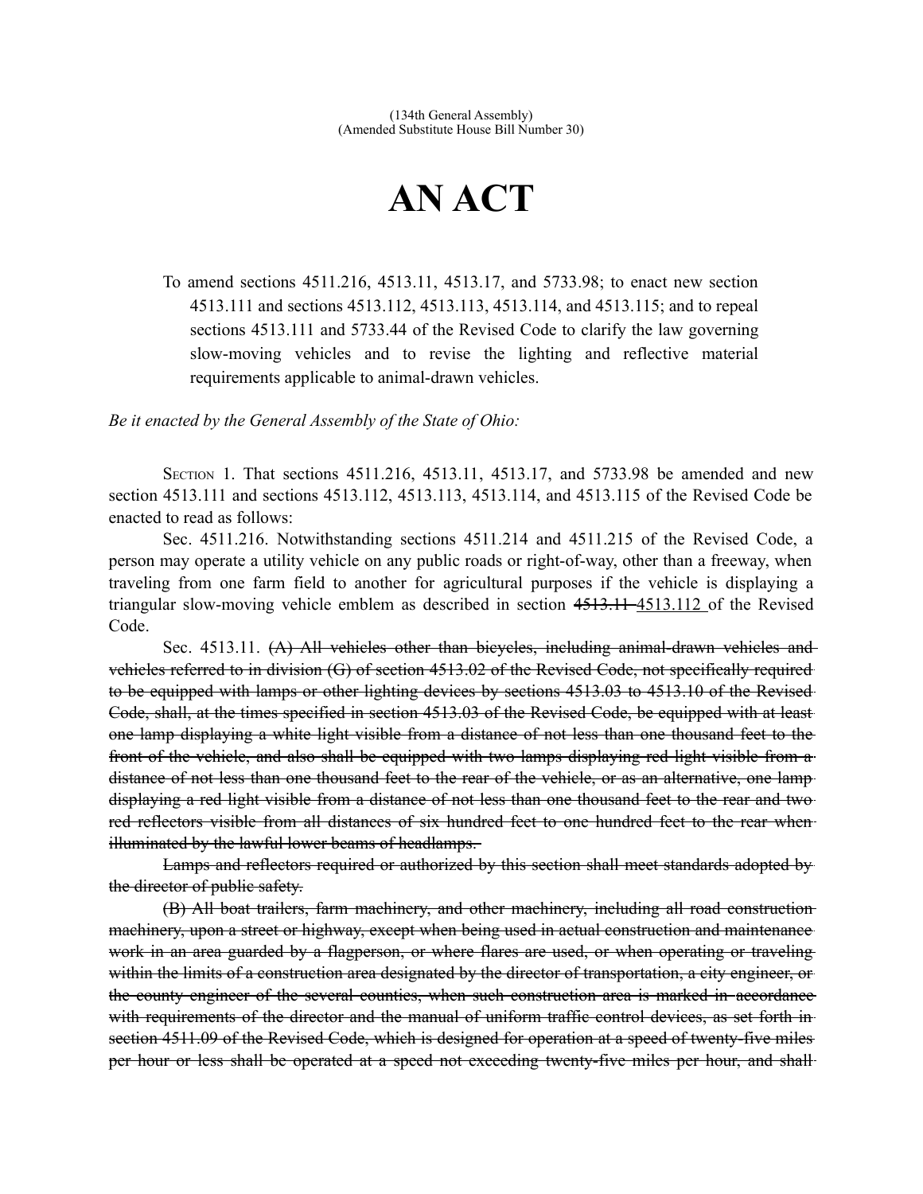(134th General Assembly)
(Amended Substitute House Bill Number 30)

# AN ACT

To amend sections 4511.216, 4513.11, 4513.17, and 5733.98; to enact new section 4513.111 and sections 4513.112, 4513.113, 4513.114, and 4513.115; and to repeal sections 4513.111 and 5733.44 of the Revised Code to clarify the law governing slow-moving vehicles and to revise the lighting and reflective material requirements applicable to animal-drawn vehicles.

*Be it enacted by the General Assembly of the State of Ohio:*

SECTION 1. That sections 4511.216, 4513.11, 4513.17, and 5733.98 be amended and new section 4513.111 and sections 4513.112, 4513.113, 4513.114, and 4513.115 of the Revised Code be enacted to read as follows:

Sec. 4511.216. Notwithstanding sections 4511.214 and 4511.215 of the Revised Code, a person may operate a utility vehicle on any public roads or right-of-way, other than a freeway, when traveling from one farm field to another for agricultural purposes if the vehicle is displaying a triangular slow-moving vehicle emblem as described in section ~~4513.11~~ <u>4513.112</u> of the Revised Code.

Sec. 4513.11. ~~(A) All vehicles other than bicycles, including animal-drawn vehicles and vehicles referred to in division (G) of section 4513.02 of the Revised Code, not specifically required to be equipped with lamps or other lighting devices by sections 4513.03 to 4513.10 of the Revised Code, shall, at the times specified in section 4513.03 of the Revised Code, be equipped with at least one lamp displaying a white light visible from a distance of not less than one thousand feet to the front of the vehicle, and also shall be equipped with two lamps displaying red light visible from a distance of not less than one thousand feet to the rear of the vehicle, or as an alternative, one lamp displaying a red light visible from a distance of not less than one thousand feet to the rear and two red reflectors visible from all distances of six hundred feet to one hundred feet to the rear when illuminated by the lawful lower beams of headlamps.~~

~~Lamps and reflectors required or authorized by this section shall meet standards adopted by the director of public safety.~~

~~(B) All boat trailers, farm machinery, and other machinery, including all road construction machinery, upon a street or highway, except when being used in actual construction and maintenance work in an area guarded by a flagperson, or where flares are used, or when operating or traveling within the limits of a construction area designated by the director of transportation, a city engineer, or the county engineer of the several counties, when such construction area is marked in accordance with requirements of the director and the manual of uniform traffic control devices, as set forth in section 4511.09 of the Revised Code, which is designed for operation at a speed of twenty-five miles per hour or less shall be operated at a speed not exceeding twenty-five miles per hour, and shall~~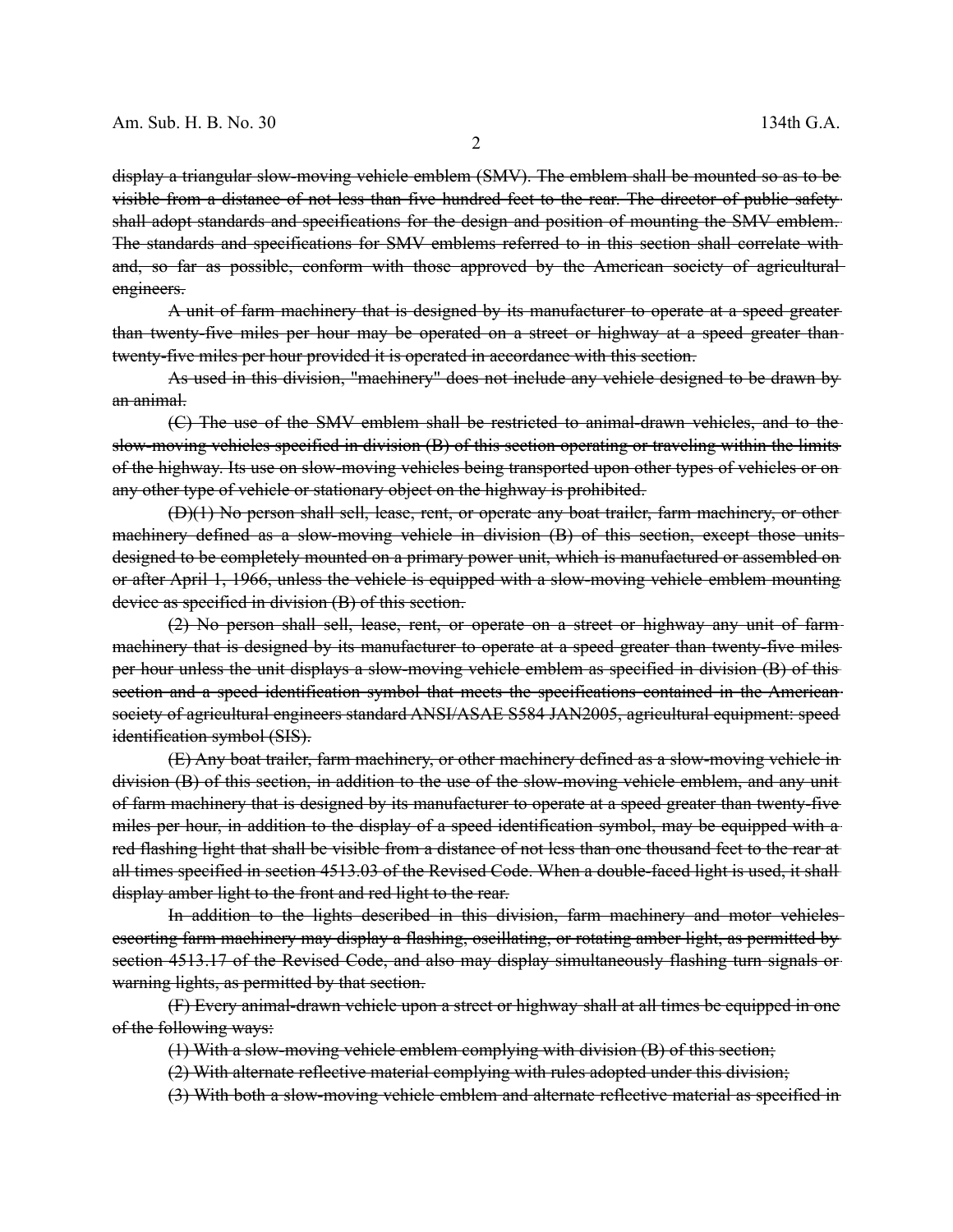~~display a triangular slow-moving vehicle emblem (SMV). The emblem shall be mounted so as to be visible from a distance of not less than five hundred feet to the rear. The director of public safety shall adopt standards and specifications for the design and position of mounting the SMV emblem. The standards and specifications for SMV emblems referred to in this section shall correlate with and, so far as possible, conform with those approved by the American society of agricultural engineers.~~

~~A unit of farm machinery that is designed by its manufacturer to operate at a speed greater than twenty-five miles per hour may be operated on a street or highway at a speed greater than twenty-five miles per hour provided it is operated in accordance with this section.~~

~~As used in this division, "machinery" does not include any vehicle designed to be drawn by an animal.~~

~~(C) The use of the SMV emblem shall be restricted to animal-drawn vehicles, and to the slow-moving vehicles specified in division (B) of this section operating or traveling within the limits of the highway. Its use on slow-moving vehicles being transported upon other types of vehicles or on any other type of vehicle or stationary object on the highway is prohibited.~~

~~(D)(1) No person shall sell, lease, rent, or operate any boat trailer, farm machinery, or other machinery defined as a slow-moving vehicle in division (B) of this section, except those units designed to be completely mounted on a primary power unit, which is manufactured or assembled on or after April 1, 1966, unless the vehicle is equipped with a slow-moving vehicle emblem mounting device as specified in division (B) of this section.~~

~~(2) No person shall sell, lease, rent, or operate on a street or highway any unit of farm machinery that is designed by its manufacturer to operate at a speed greater than twenty-five miles per hour unless the unit displays a slow-moving vehicle emblem as specified in division (B) of this section and a speed identification symbol that meets the specifications contained in the American society of agricultural engineers standard ANSI/ASAE S584 JAN2005, agricultural equipment: speed identification symbol (SIS).~~

~~(E) Any boat trailer, farm machinery, or other machinery defined as a slow-moving vehicle in division (B) of this section, in addition to the use of the slow-moving vehicle emblem, and any unit of farm machinery that is designed by its manufacturer to operate at a speed greater than twenty-five miles per hour, in addition to the display of a speed identification symbol, may be equipped with a red flashing light that shall be visible from a distance of not less than one thousand feet to the rear at all times specified in section 4513.03 of the Revised Code. When a double-faced light is used, it shall display amber light to the front and red light to the rear.~~

~~In addition to the lights described in this division, farm machinery and motor vehicles escorting farm machinery may display a flashing, oscillating, or rotating amber light, as permitted by section 4513.17 of the Revised Code, and also may display simultaneously flashing turn signals or warning lights, as permitted by that section.~~

~~(F) Every animal-drawn vehicle upon a street or highway shall at all times be equipped in one of the following ways:~~

~~(1) With a slow-moving vehicle emblem complying with division (B) of this section;~~

~~(2) With alternate reflective material complying with rules adopted under this division;~~

~~(3) With both a slow-moving vehicle emblem and alternate reflective material as specified in~~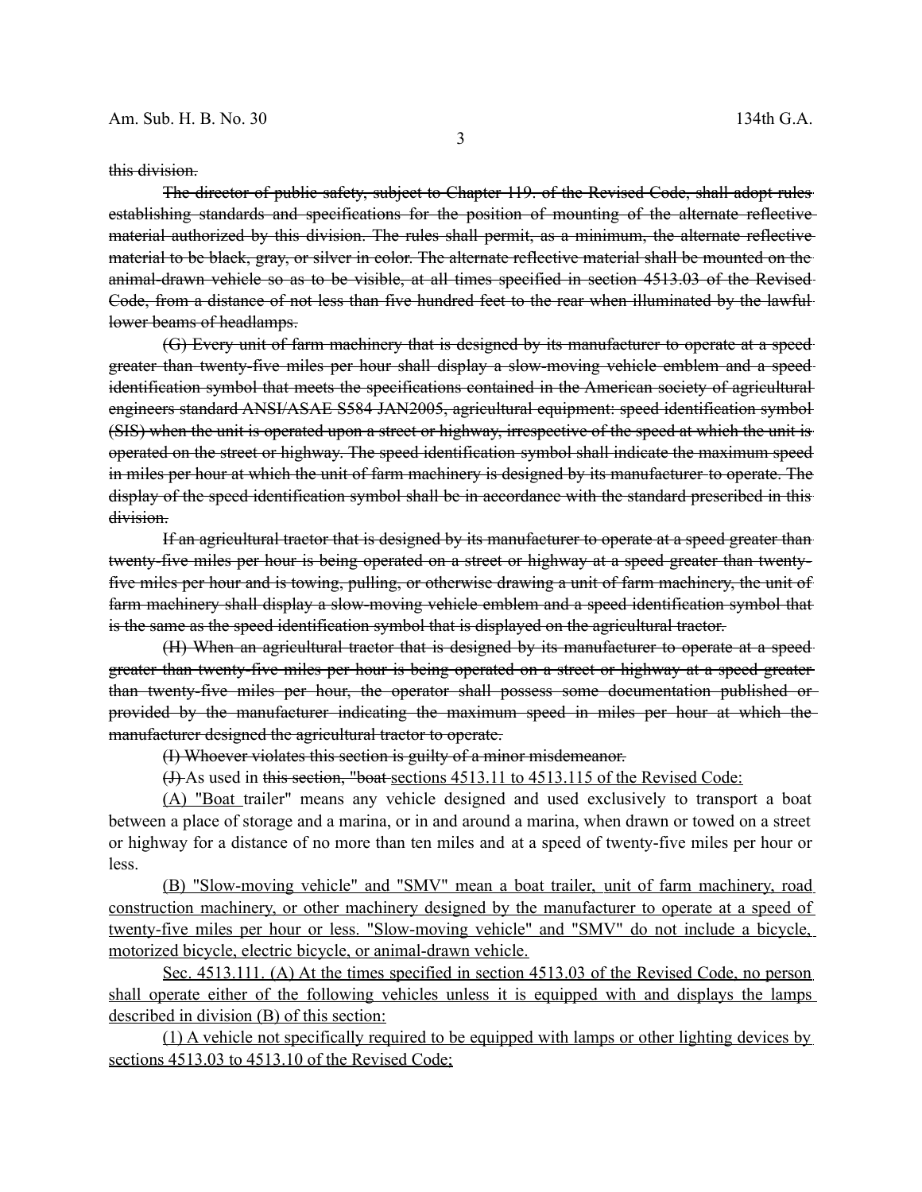~~this division.~~

~~The director of public safety, subject to Chapter 119. of the Revised Code, shall adopt rules establishing standards and specifications for the position of mounting of the alternate reflective material authorized by this division. The rules shall permit, as a minimum, the alternate reflective material to be black, gray, or silver in color. The alternate reflective material shall be mounted on the animal-drawn vehicle so as to be visible, at all times specified in section 4513.03 of the Revised Code, from a distance of not less than five hundred feet to the rear when illuminated by the lawful lower beams of headlamps.~~

~~(G) Every unit of farm machinery that is designed by its manufacturer to operate at a speed greater than twenty-five miles per hour shall display a slow-moving vehicle emblem and a speed identification symbol that meets the specifications contained in the American society of agricultural engineers standard ANSI/ASAE S584 JAN2005, agricultural equipment: speed identification symbol (SIS) when the unit is operated upon a street or highway, irrespective of the speed at which the unit is operated on the street or highway. The speed identification symbol shall indicate the maximum speed in miles per hour at which the unit of farm machinery is designed by its manufacturer to operate. The display of the speed identification symbol shall be in accordance with the standard prescribed in this division.~~

~~If an agricultural tractor that is designed by its manufacturer to operate at a speed greater than twenty-five miles per hour is being operated on a street or highway at a speed greater than twenty-five miles per hour and is towing, pulling, or otherwise drawing a unit of farm machinery, the unit of farm machinery shall display a slow-moving vehicle emblem and a speed identification symbol that is the same as the speed identification symbol that is displayed on the agricultural tractor.~~

~~(H) When an agricultural tractor that is designed by its manufacturer to operate at a speed greater than twenty-five miles per hour is being operated on a street or highway at a speed greater than twenty-five miles per hour, the operator shall possess some documentation published or provided by the manufacturer indicating the maximum speed in miles per hour at which the manufacturer designed the agricultural tractor to operate.~~

~~(I) Whoever violates this section is guilty of a minor misdemeanor.~~

~~(J)~~ As used in ~~this section, "boat~~ <u>sections 4513.11 to 4513.115 of the Revised Code:</u>

<u>(A) "Boat</u> trailer" means any vehicle designed and used exclusively to transport a boat between a place of storage and a marina, or in and around a marina, when drawn or towed on a street or highway for a distance of no more than ten miles and at a speed of twenty-five miles per hour or less.

<u>(B) "Slow-moving vehicle" and "SMV" mean a boat trailer, unit of farm machinery, road construction machinery, or other machinery designed by the manufacturer to operate at a speed of twenty-five miles per hour or less. "Slow-moving vehicle" and "SMV" do not include a bicycle, motorized bicycle, electric bicycle, or animal-drawn vehicle.</u>

<u>Sec. 4513.111. (A) At the times specified in section 4513.03 of the Revised Code, no person shall operate either of the following vehicles unless it is equipped with and displays the lamps described in division (B) of this section:</u>

<u>(1) A vehicle not specifically required to be equipped with lamps or other lighting devices by sections 4513.03 to 4513.10 of the Revised Code;</u>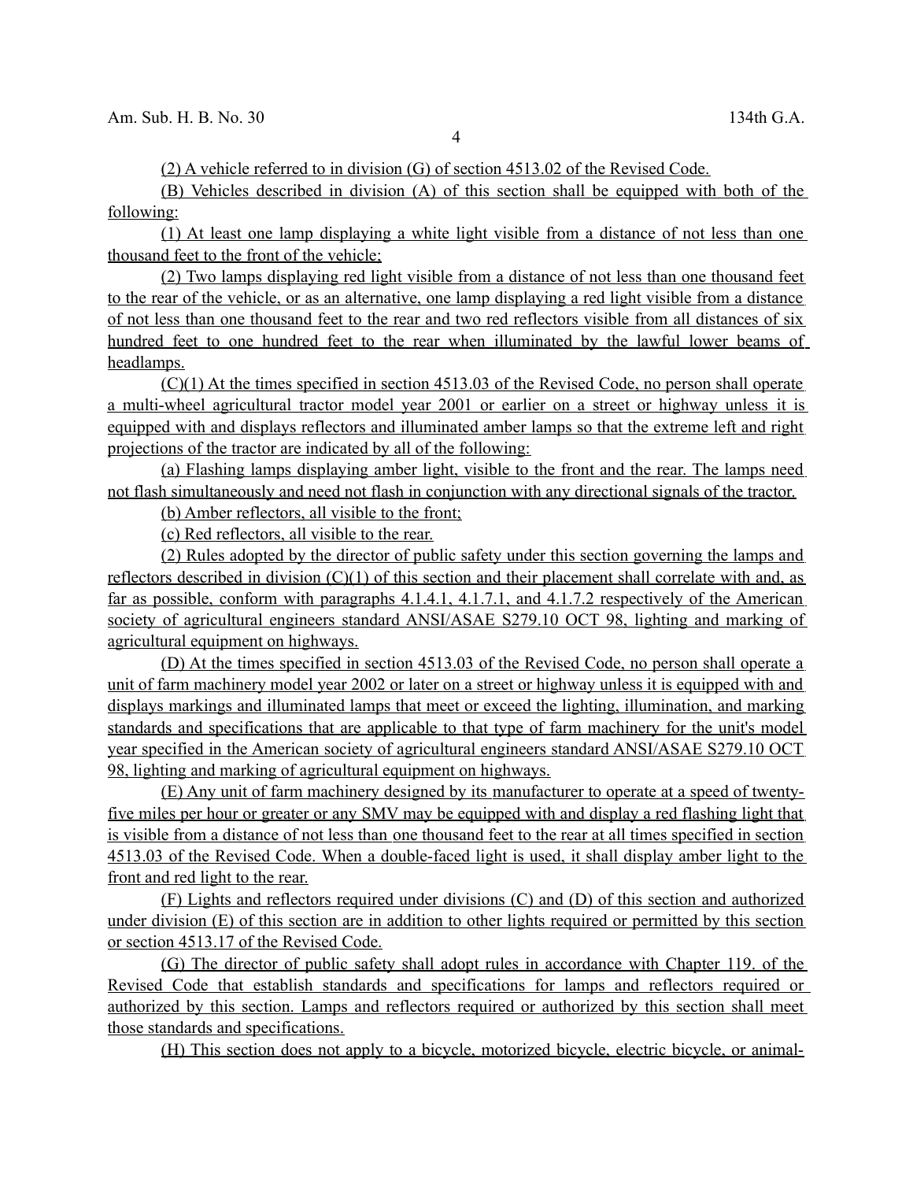(2) A vehicle referred to in division (G) of section 4513.02 of the Revised Code.

(B) Vehicles described in division (A) of this section shall be equipped with both of the following:

(1) At least one lamp displaying a white light visible from a distance of not less than one thousand feet to the front of the vehicle;

(2) Two lamps displaying red light visible from a distance of not less than one thousand feet to the rear of the vehicle, or as an alternative, one lamp displaying a red light visible from a distance of not less than one thousand feet to the rear and two red reflectors visible from all distances of six hundred feet to one hundred feet to the rear when illuminated by the lawful lower beams of headlamps.

(C)(1) At the times specified in section 4513.03 of the Revised Code, no person shall operate a multi-wheel agricultural tractor model year 2001 or earlier on a street or highway unless it is equipped with and displays reflectors and illuminated amber lamps so that the extreme left and right projections of the tractor are indicated by all of the following:

(a) Flashing lamps displaying amber light, visible to the front and the rear. The lamps need not flash simultaneously and need not flash in conjunction with any directional signals of the tractor.

(b) Amber reflectors, all visible to the front;

(c) Red reflectors, all visible to the rear.

(2) Rules adopted by the director of public safety under this section governing the lamps and reflectors described in division (C)(1) of this section and their placement shall correlate with and, as far as possible, conform with paragraphs 4.1.4.1, 4.1.7.1, and 4.1.7.2 respectively of the American society of agricultural engineers standard ANSI/ASAE S279.10 OCT 98, lighting and marking of agricultural equipment on highways.

(D) At the times specified in section 4513.03 of the Revised Code, no person shall operate a unit of farm machinery model year 2002 or later on a street or highway unless it is equipped with and displays markings and illuminated lamps that meet or exceed the lighting, illumination, and marking standards and specifications that are applicable to that type of farm machinery for the unit's model year specified in the American society of agricultural engineers standard ANSI/ASAE S279.10 OCT 98, lighting and marking of agricultural equipment on highways.

(E) Any unit of farm machinery designed by its manufacturer to operate at a speed of twenty-five miles per hour or greater or any SMV may be equipped with and display a red flashing light that is visible from a distance of not less than one thousand feet to the rear at all times specified in section 4513.03 of the Revised Code. When a double-faced light is used, it shall display amber light to the front and red light to the rear.

(F) Lights and reflectors required under divisions (C) and (D) of this section and authorized under division (E) of this section are in addition to other lights required or permitted by this section or section 4513.17 of the Revised Code.

(G) The director of public safety shall adopt rules in accordance with Chapter 119. of the Revised Code that establish standards and specifications for lamps and reflectors required or authorized by this section. Lamps and reflectors required or authorized by this section shall meet those standards and specifications.

(H) This section does not apply to a bicycle, motorized bicycle, electric bicycle, or animal-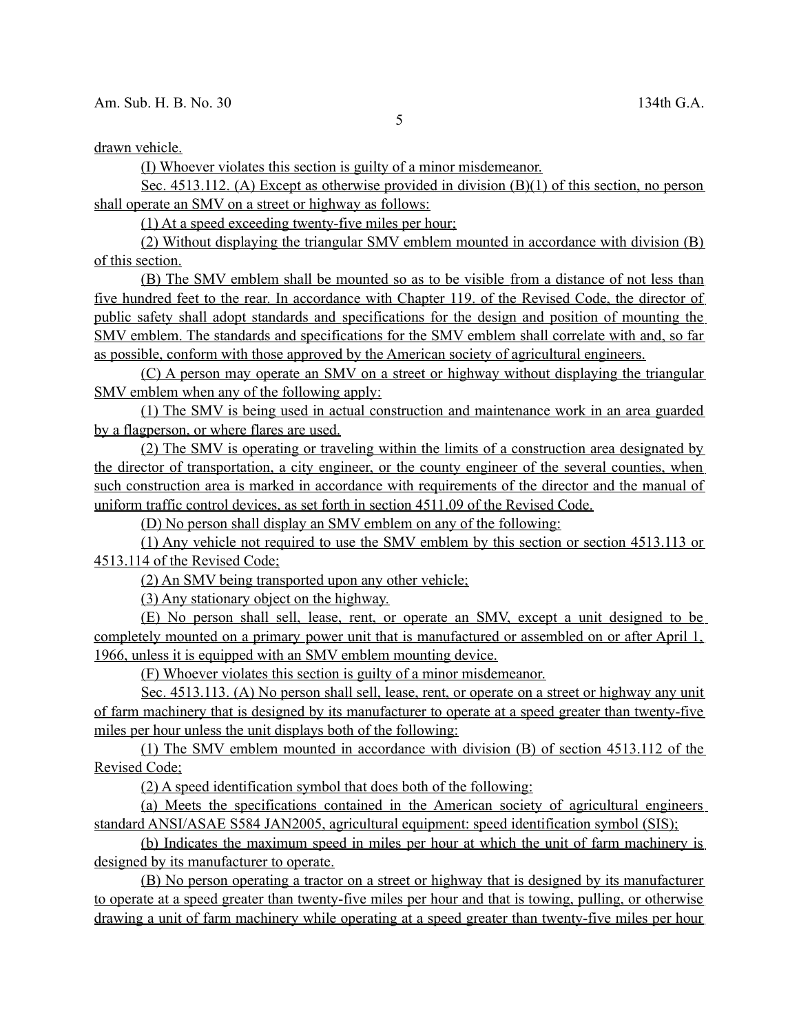drawn vehicle.

(I) Whoever violates this section is guilty of a minor misdemeanor.

Sec. 4513.112. (A) Except as otherwise provided in division (B)(1) of this section, no person shall operate an SMV on a street or highway as follows:

(1) At a speed exceeding twenty-five miles per hour;

(2) Without displaying the triangular SMV emblem mounted in accordance with division (B) of this section.

(B) The SMV emblem shall be mounted so as to be visible from a distance of not less than five hundred feet to the rear. In accordance with Chapter 119. of the Revised Code, the director of public safety shall adopt standards and specifications for the design and position of mounting the SMV emblem. The standards and specifications for the SMV emblem shall correlate with and, so far as possible, conform with those approved by the American society of agricultural engineers.

(C) A person may operate an SMV on a street or highway without displaying the triangular SMV emblem when any of the following apply:

(1) The SMV is being used in actual construction and maintenance work in an area guarded by a flagperson, or where flares are used.

(2) The SMV is operating or traveling within the limits of a construction area designated by the director of transportation, a city engineer, or the county engineer of the several counties, when such construction area is marked in accordance with requirements of the director and the manual of uniform traffic control devices, as set forth in section 4511.09 of the Revised Code.

(D) No person shall display an SMV emblem on any of the following:

(1) Any vehicle not required to use the SMV emblem by this section or section 4513.113 or 4513.114 of the Revised Code;

(2) An SMV being transported upon any other vehicle;

(3) Any stationary object on the highway.

(E) No person shall sell, lease, rent, or operate an SMV, except a unit designed to be completely mounted on a primary power unit that is manufactured or assembled on or after April 1, 1966, unless it is equipped with an SMV emblem mounting device.

(F) Whoever violates this section is guilty of a minor misdemeanor.

Sec. 4513.113. (A) No person shall sell, lease, rent, or operate on a street or highway any unit of farm machinery that is designed by its manufacturer to operate at a speed greater than twenty-five miles per hour unless the unit displays both of the following:

(1) The SMV emblem mounted in accordance with division (B) of section 4513.112 of the Revised Code;

(2) A speed identification symbol that does both of the following:

(a) Meets the specifications contained in the American society of agricultural engineers standard ANSI/ASAE S584 JAN2005, agricultural equipment: speed identification symbol (SIS);

(b) Indicates the maximum speed in miles per hour at which the unit of farm machinery is designed by its manufacturer to operate.

(B) No person operating a tractor on a street or highway that is designed by its manufacturer to operate at a speed greater than twenty-five miles per hour and that is towing, pulling, or otherwise drawing a unit of farm machinery while operating at a speed greater than twenty-five miles per hour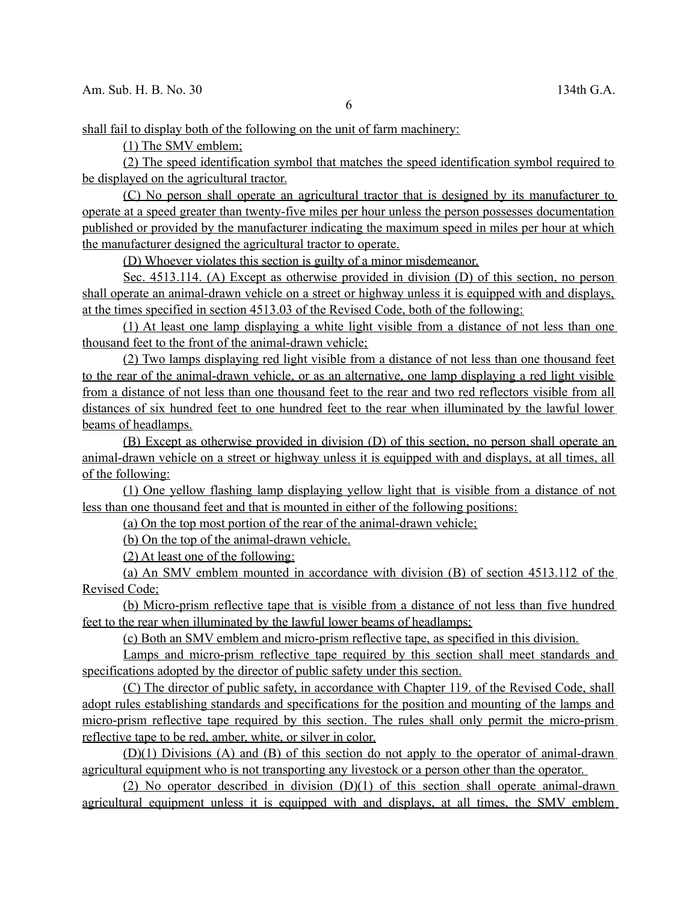shall fail to display both of the following on the unit of farm machinery:

(1) The SMV emblem;

(2) The speed identification symbol that matches the speed identification symbol required to be displayed on the agricultural tractor.

(C) No person shall operate an agricultural tractor that is designed by its manufacturer to operate at a speed greater than twenty-five miles per hour unless the person possesses documentation published or provided by the manufacturer indicating the maximum speed in miles per hour at which the manufacturer designed the agricultural tractor to operate.

(D) Whoever violates this section is guilty of a minor misdemeanor.

Sec. 4513.114. (A) Except as otherwise provided in division (D) of this section, no person shall operate an animal-drawn vehicle on a street or highway unless it is equipped with and displays, at the times specified in section 4513.03 of the Revised Code, both of the following:

(1) At least one lamp displaying a white light visible from a distance of not less than one thousand feet to the front of the animal-drawn vehicle;

(2) Two lamps displaying red light visible from a distance of not less than one thousand feet to the rear of the animal-drawn vehicle, or as an alternative, one lamp displaying a red light visible from a distance of not less than one thousand feet to the rear and two red reflectors visible from all distances of six hundred feet to one hundred feet to the rear when illuminated by the lawful lower beams of headlamps.

(B) Except as otherwise provided in division (D) of this section, no person shall operate an animal-drawn vehicle on a street or highway unless it is equipped with and displays, at all times, all of the following:

(1) One yellow flashing lamp displaying yellow light that is visible from a distance of not less than one thousand feet and that is mounted in either of the following positions:

(a) On the top most portion of the rear of the animal-drawn vehicle;

(b) On the top of the animal-drawn vehicle.

(2) At least one of the following:

(a) An SMV emblem mounted in accordance with division (B) of section 4513.112 of the Revised Code;

(b) Micro-prism reflective tape that is visible from a distance of not less than five hundred feet to the rear when illuminated by the lawful lower beams of headlamps;

(c) Both an SMV emblem and micro-prism reflective tape, as specified in this division.

Lamps and micro-prism reflective tape required by this section shall meet standards and specifications adopted by the director of public safety under this section.

(C) The director of public safety, in accordance with Chapter 119. of the Revised Code, shall adopt rules establishing standards and specifications for the position and mounting of the lamps and micro-prism reflective tape required by this section. The rules shall only permit the micro-prism reflective tape to be red, amber, white, or silver in color.

(D)(1) Divisions (A) and (B) of this section do not apply to the operator of animal-drawn agricultural equipment who is not transporting any livestock or a person other than the operator.

(2) No operator described in division (D)(1) of this section shall operate animal-drawn agricultural equipment unless it is equipped with and displays, at all times, the SMV emblem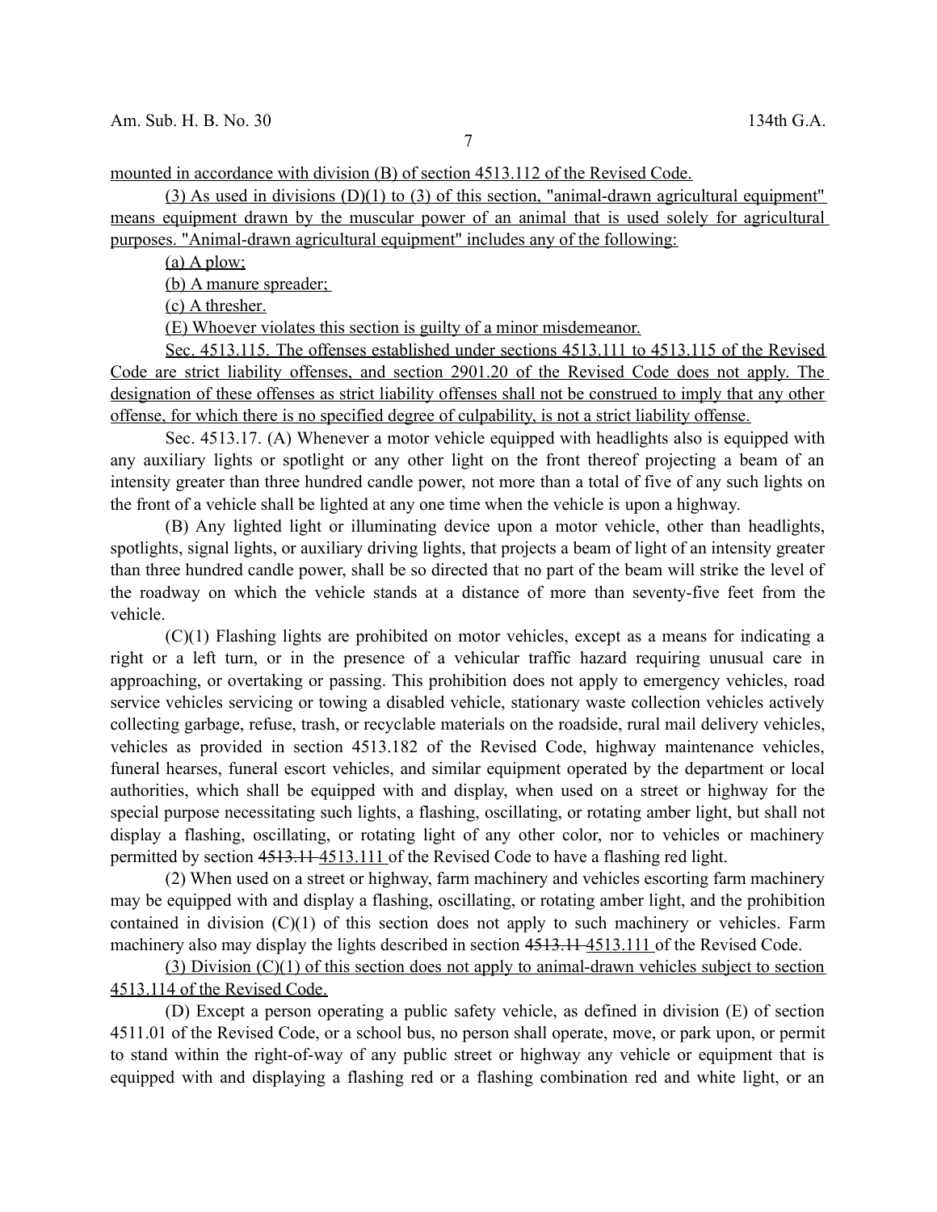mounted in accordance with division (B) of section 4513.112 of the Revised Code.

(3) As used in divisions (D)(1) to (3) of this section, "animal-drawn agricultural equipment" means equipment drawn by the muscular power of an animal that is used solely for agricultural purposes. "Animal-drawn agricultural equipment" includes any of the following:

(a) A plow;

(b) A manure spreader;

(c) A thresher.

(E) Whoever violates this section is guilty of a minor misdemeanor.

Sec. 4513.115. The offenses established under sections 4513.111 to 4513.115 of the Revised Code are strict liability offenses, and section 2901.20 of the Revised Code does not apply. The designation of these offenses as strict liability offenses shall not be construed to imply that any other offense, for which there is no specified degree of culpability, is not a strict liability offense.

Sec. 4513.17. (A) Whenever a motor vehicle equipped with headlights also is equipped with any auxiliary lights or spotlight or any other light on the front thereof projecting a beam of an intensity greater than three hundred candle power, not more than a total of five of any such lights on the front of a vehicle shall be lighted at any one time when the vehicle is upon a highway.

(B) Any lighted light or illuminating device upon a motor vehicle, other than headlights, spotlights, signal lights, or auxiliary driving lights, that projects a beam of light of an intensity greater than three hundred candle power, shall be so directed that no part of the beam will strike the level of the roadway on which the vehicle stands at a distance of more than seventy-five feet from the vehicle.

(C)(1) Flashing lights are prohibited on motor vehicles, except as a means for indicating a right or a left turn, or in the presence of a vehicular traffic hazard requiring unusual care in approaching, or overtaking or passing. This prohibition does not apply to emergency vehicles, road service vehicles servicing or towing a disabled vehicle, stationary waste collection vehicles actively collecting garbage, refuse, trash, or recyclable materials on the roadside, rural mail delivery vehicles, vehicles as provided in section 4513.182 of the Revised Code, highway maintenance vehicles, funeral hearses, funeral escort vehicles, and similar equipment operated by the department or local authorities, which shall be equipped with and display, when used on a street or highway for the special purpose necessitating such lights, a flashing, oscillating, or rotating amber light, but shall not display a flashing, oscillating, or rotating light of any other color, nor to vehicles or machinery permitted by section ~~4513.11~~ 4513.111 of the Revised Code to have a flashing red light.

(2) When used on a street or highway, farm machinery and vehicles escorting farm machinery may be equipped with and display a flashing, oscillating, or rotating amber light, and the prohibition contained in division (C)(1) of this section does not apply to such machinery or vehicles. Farm machinery also may display the lights described in section ~~4513.11~~ 4513.111 of the Revised Code.

(3) Division (C)(1) of this section does not apply to animal-drawn vehicles subject to section 4513.114 of the Revised Code.

(D) Except a person operating a public safety vehicle, as defined in division (E) of section 4511.01 of the Revised Code, or a school bus, no person shall operate, move, or park upon, or permit to stand within the right-of-way of any public street or highway any vehicle or equipment that is equipped with and displaying a flashing red or a flashing combination red and white light, or an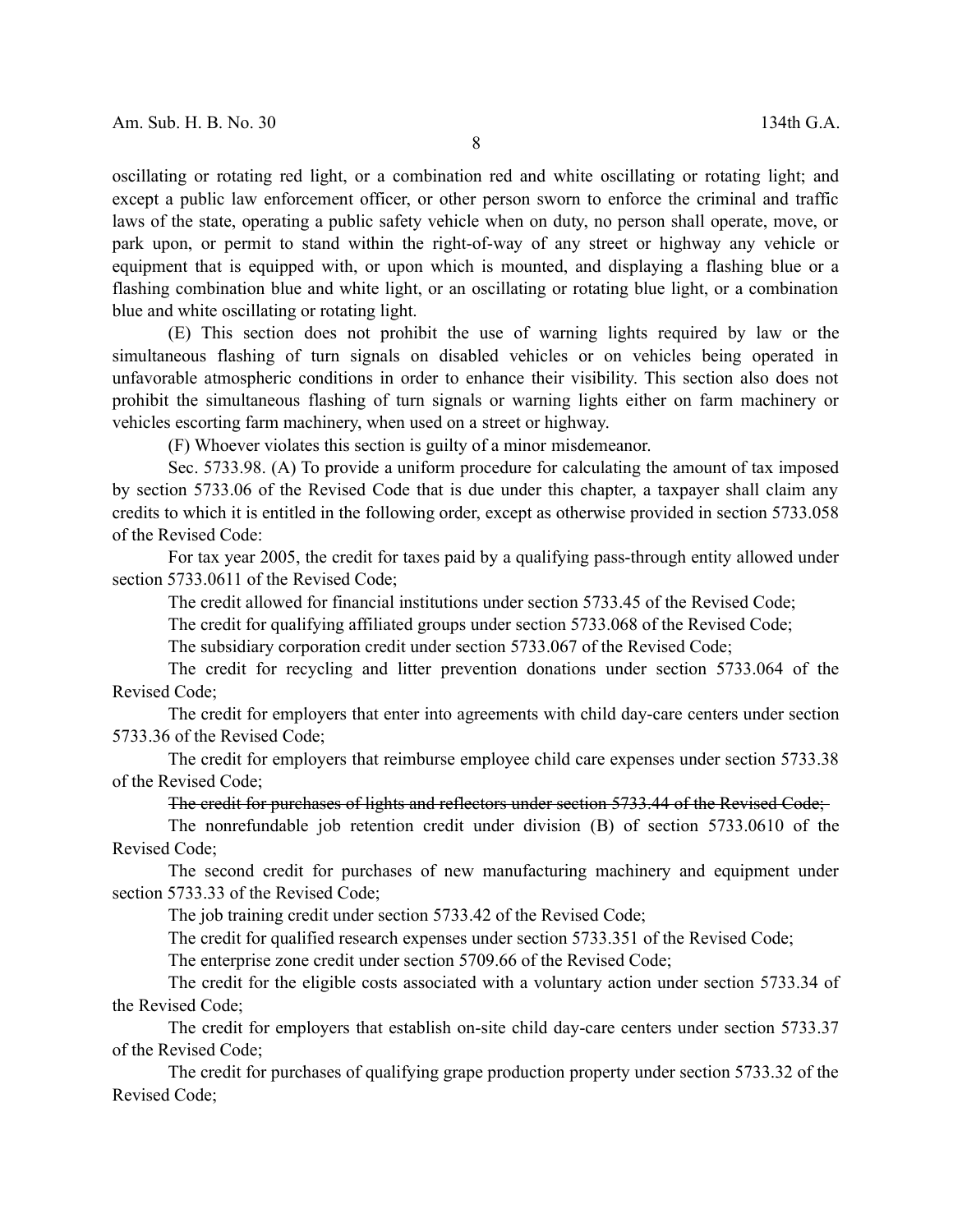oscillating or rotating red light, or a combination red and white oscillating or rotating light; and except a public law enforcement officer, or other person sworn to enforce the criminal and traffic laws of the state, operating a public safety vehicle when on duty, no person shall operate, move, or park upon, or permit to stand within the right-of-way of any street or highway any vehicle or equipment that is equipped with, or upon which is mounted, and displaying a flashing blue or a flashing combination blue and white light, or an oscillating or rotating blue light, or a combination blue and white oscillating or rotating light.

(E) This section does not prohibit the use of warning lights required by law or the simultaneous flashing of turn signals on disabled vehicles or on vehicles being operated in unfavorable atmospheric conditions in order to enhance their visibility. This section also does not prohibit the simultaneous flashing of turn signals or warning lights either on farm machinery or vehicles escorting farm machinery, when used on a street or highway.

(F) Whoever violates this section is guilty of a minor misdemeanor.

Sec. 5733.98. (A) To provide a uniform procedure for calculating the amount of tax imposed by section 5733.06 of the Revised Code that is due under this chapter, a taxpayer shall claim any credits to which it is entitled in the following order, except as otherwise provided in section 5733.058 of the Revised Code:

For tax year 2005, the credit for taxes paid by a qualifying pass-through entity allowed under section 5733.0611 of the Revised Code;

The credit allowed for financial institutions under section 5733.45 of the Revised Code;

The credit for qualifying affiliated groups under section 5733.068 of the Revised Code;

The subsidiary corporation credit under section 5733.067 of the Revised Code;

The credit for recycling and litter prevention donations under section 5733.064 of the Revised Code;

The credit for employers that enter into agreements with child day-care centers under section 5733.36 of the Revised Code;

The credit for employers that reimburse employee child care expenses under section 5733.38 of the Revised Code;

~~The credit for purchases of lights and reflectors under section 5733.44 of the Revised Code;~~

The nonrefundable job retention credit under division (B) of section 5733.0610 of the Revised Code;

The second credit for purchases of new manufacturing machinery and equipment under section 5733.33 of the Revised Code;

The job training credit under section 5733.42 of the Revised Code;

The credit for qualified research expenses under section 5733.351 of the Revised Code;

The enterprise zone credit under section 5709.66 of the Revised Code;

The credit for the eligible costs associated with a voluntary action under section 5733.34 of the Revised Code;

The credit for employers that establish on-site child day-care centers under section 5733.37 of the Revised Code;

The credit for purchases of qualifying grape production property under section 5733.32 of the Revised Code;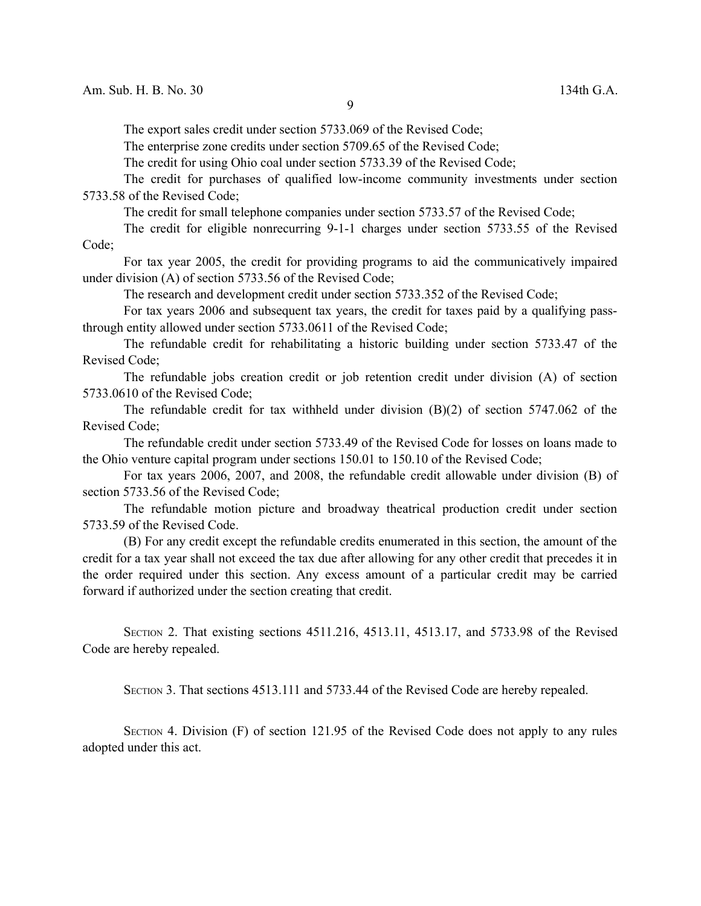The export sales credit under section 5733.069 of the Revised Code;

The enterprise zone credits under section 5709.65 of the Revised Code;

The credit for using Ohio coal under section 5733.39 of the Revised Code;

The credit for purchases of qualified low-income community investments under section 5733.58 of the Revised Code;

The credit for small telephone companies under section 5733.57 of the Revised Code;

The credit for eligible nonrecurring 9-1-1 charges under section 5733.55 of the Revised Code;

For tax year 2005, the credit for providing programs to aid the communicatively impaired under division (A) of section 5733.56 of the Revised Code;

The research and development credit under section 5733.352 of the Revised Code;

For tax years 2006 and subsequent tax years, the credit for taxes paid by a qualifying pass-through entity allowed under section 5733.0611 of the Revised Code;

The refundable credit for rehabilitating a historic building under section 5733.47 of the Revised Code;

The refundable jobs creation credit or job retention credit under division (A) of section 5733.0610 of the Revised Code;

The refundable credit for tax withheld under division (B)(2) of section 5747.062 of the Revised Code;

The refundable credit under section 5733.49 of the Revised Code for losses on loans made to the Ohio venture capital program under sections 150.01 to 150.10 of the Revised Code;

For tax years 2006, 2007, and 2008, the refundable credit allowable under division (B) of section 5733.56 of the Revised Code;

The refundable motion picture and broadway theatrical production credit under section 5733.59 of the Revised Code.

(B) For any credit except the refundable credits enumerated in this section, the amount of the credit for a tax year shall not exceed the tax due after allowing for any other credit that precedes it in the order required under this section. Any excess amount of a particular credit may be carried forward if authorized under the section creating that credit.

Section 2. That existing sections 4511.216, 4513.11, 4513.17, and 5733.98 of the Revised Code are hereby repealed.

Section 3. That sections 4513.111 and 5733.44 of the Revised Code are hereby repealed.

Section 4. Division (F) of section 121.95 of the Revised Code does not apply to any rules adopted under this act.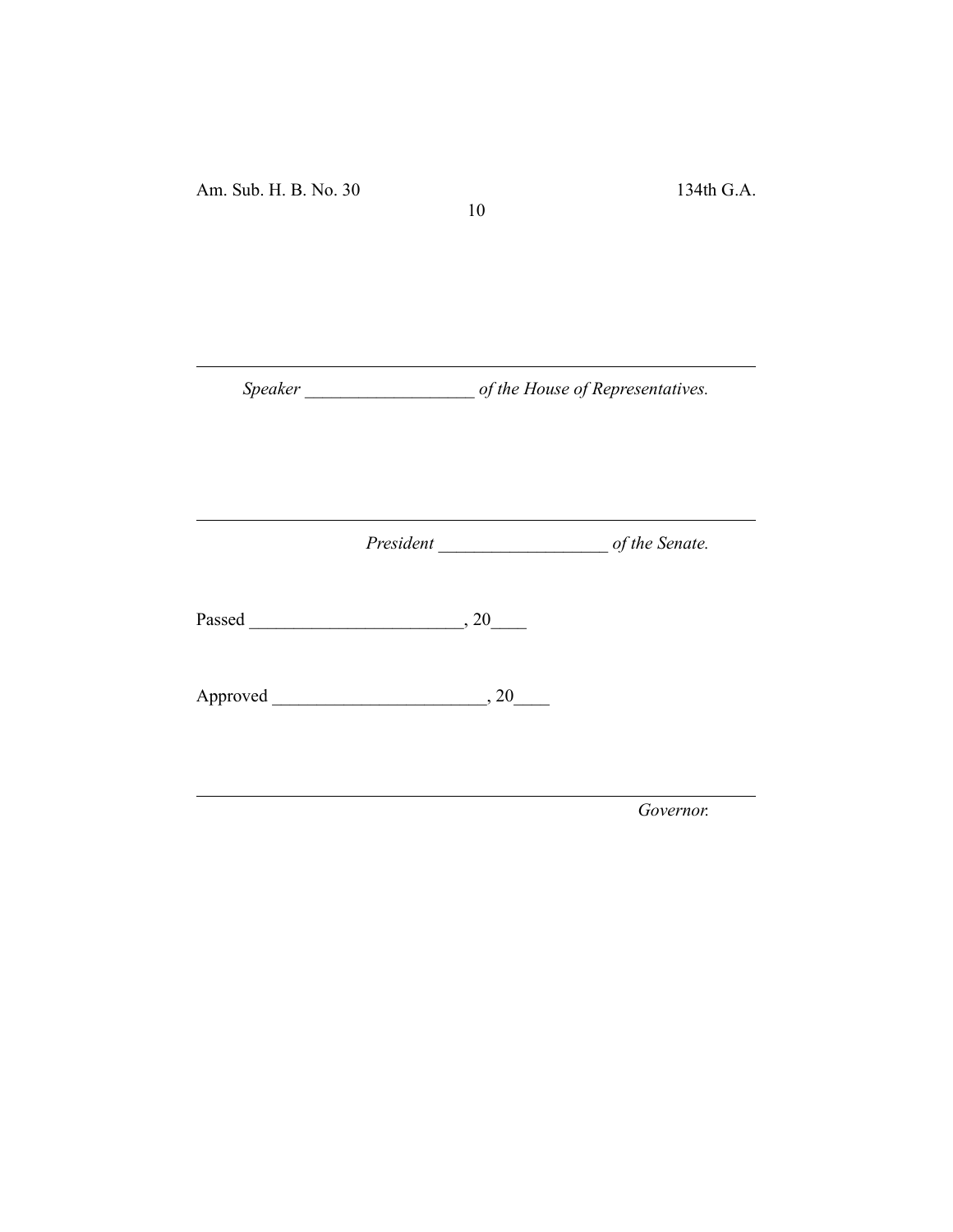______________________________________________________

*Speaker* ___________________ *of the House of Representatives.*

______________________________________________________

*President* ___________________ *of the Senate.*

Passed ________________________, 20____

Approved ________________________, 20____

______________________________________________________

*Governor.*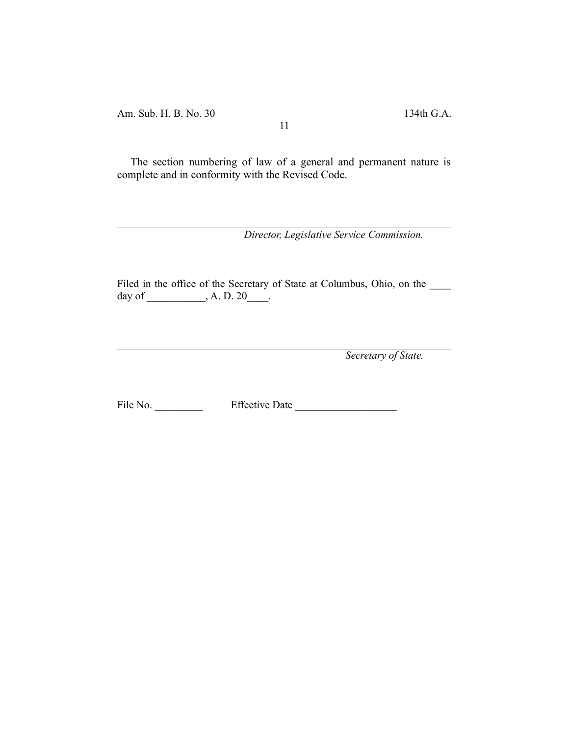The section numbering of law of a general and permanent nature is complete and in conformity with the Revised Code.

______________________________________________________
*Director, Legislative Service Commission.*

Filed in the office of the Secretary of State at Columbus, Ohio, on the ____ day of ___________, A. D. 20____.

______________________________________________________
*Secretary of State.*

File No. _________ Effective Date ___________________